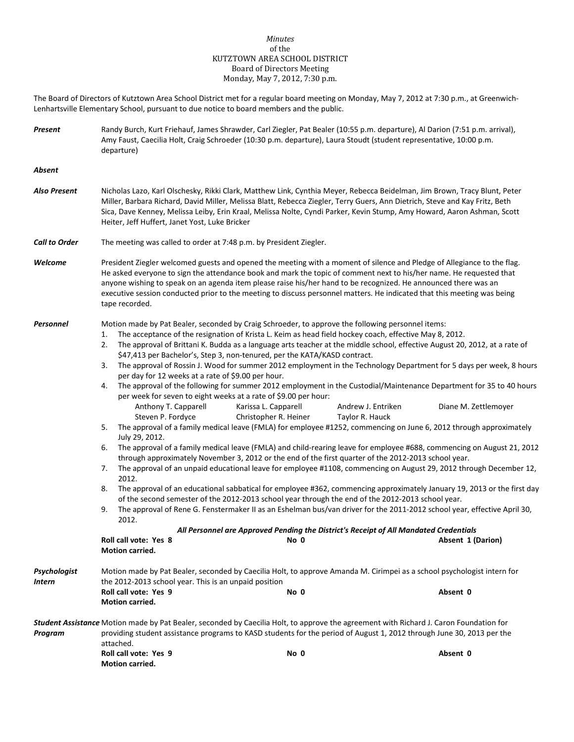*Minutes*
of the
KUTZTOWN AREA SCHOOL DISTRICT
Board of Directors Meeting
Monday, May 7, 2012, 7:30 p.m.

The Board of Directors of Kutztown Area School District met for a regular board meeting on Monday, May 7, 2012 at 7:30 p.m., at Greenwich-Lenhartsville Elementary School, pursuant to due notice to board members and the public.

***Present*** Randy Burch, Kurt Friehauf, James Shrawder, Carl Ziegler, Pat Bealer (10:55 p.m. departure), Al Darion (7:51 p.m. arrival), Amy Faust, Caecilia Holt, Craig Schroeder (10:30 p.m. departure), Laura Stoudt (student representative, 10:00 p.m. departure)

***Absent***

***Also Present*** Nicholas Lazo, Karl Olschesky, Rikki Clark, Matthew Link, Cynthia Meyer, Rebecca Beidelman, Jim Brown, Tracy Blunt, Peter Miller, Barbara Richard, David Miller, Melissa Blatt, Rebecca Ziegler, Terry Guers, Ann Dietrich, Steve and Kay Fritz, Beth Sica, Dave Kenney, Melissa Leiby, Erin Kraal, Melissa Nolte, Cyndi Parker, Kevin Stump, Amy Howard, Aaron Ashman, Scott Heiter, Jeff Huffert, Janet Yost, Luke Bricker

***Call to Order*** The meeting was called to order at 7:48 p.m. by President Ziegler.

***Welcome*** President Ziegler welcomed guests and opened the meeting with a moment of silence and Pledge of Allegiance to the flag. He asked everyone to sign the attendance book and mark the topic of comment next to his/her name. He requested that anyone wishing to speak on an agenda item please raise his/her hand to be recognized. He announced there was an executive session conducted prior to the meeting to discuss personnel matters. He indicated that this meeting was being tape recorded.

***Personnel*** Motion made by Pat Bealer, seconded by Craig Schroeder, to approve the following personnel items:

1. The acceptance of the resignation of Krista L. Keim as head field hockey coach, effective May 8, 2012.
2. The approval of Brittani K. Budda as a language arts teacher at the middle school, effective August 20, 2012, at a rate of $47,413 per Bachelor's, Step 3, non-tenured, per the KATA/KASD contract.
3. The approval of Rossin J. Wood for summer 2012 employment in the Technology Department for 5 days per week, 8 hours per day for 12 weeks at a rate of $9.00 per hour.
4. The approval of the following for summer 2012 employment in the Custodial/Maintenance Department for 35 to 40 hours per week for seven to eight weeks at a rate of $9.00 per hour:
   Anthony T. Capparell, Karissa L. Capparell, Andrew J. Entriken, Diane M. Zettlemoyer, Steven P. Fordyce, Christopher R. Heiner, Taylor R. Hauck
5. The approval of a family medical leave (FMLA) for employee #1252, commencing on June 6, 2012 through approximately July 29, 2012.
6. The approval of a family medical leave (FMLA) and child-rearing leave for employee #688, commencing on August 21, 2012 through approximately November 3, 2012 or the end of the first quarter of the 2012-2013 school year.
7. The approval of an unpaid educational leave for employee #1108, commencing on August 29, 2012 through December 12, 2012.
8. The approval of an educational sabbatical for employee #362, commencing approximately January 19, 2013 or the first day of the second semester of the 2012-2013 school year through the end of the 2012-2013 school year.
9. The approval of Rene G. Fenstermaker II as an Eshelman bus/van driver for the 2011-2012 school year, effective April 30, 2012.

***All Personnel are Approved Pending the District's Receipt of All Mandated Credentials***

**Roll call vote: Yes 8** **No 0** **Absent 1 (Darion)**
**Motion carried.**

***Psychologist Intern*** Motion made by Pat Bealer, seconded by Caecilia Holt, to approve Amanda M. Cirimpei as a school psychologist intern for the 2012-2013 school year. This is an unpaid position

**Roll call vote: Yes 9** **No 0** **Absent 0**
**Motion carried.**

***Student Assistance Program*** Motion made by Pat Bealer, seconded by Caecilia Holt, to approve the agreement with Richard J. Caron Foundation for providing student assistance programs to KASD students for the period of August 1, 2012 through June 30, 2013 per the attached.

**Roll call vote: Yes 9** **No 0** **Absent 0**
**Motion carried.**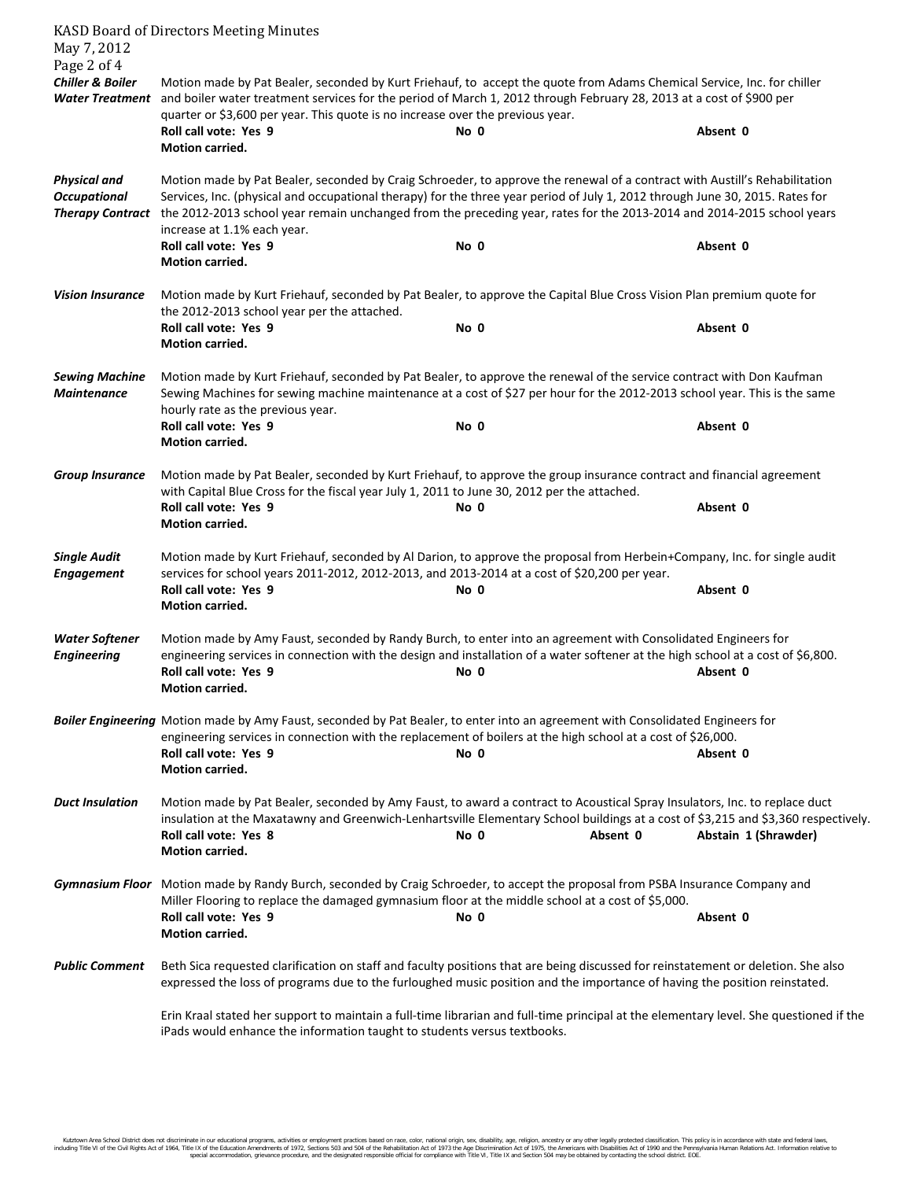***Chiller & Boiler Water Treatment***

Motion made by Pat Bealer, seconded by Kurt Friehauf, to accept the quote from Adams Chemical Service, Inc. for chiller and boiler water treatment services for the period of March 1, 2012 through February 28, 2013 at a cost of $900 per quarter or $3,600 per year. This quote is no increase over the previous year.

**Roll call vote: Yes 9** No 0 Absent 0
**Motion carried.**

***Physical and Occupational Therapy Contract***

Motion made by Pat Bealer, seconded by Craig Schroeder, to approve the renewal of a contract with Austill's Rehabilitation Services, Inc. (physical and occupational therapy) for the three year period of July 1, 2012 through June 30, 2015. Rates for the 2012-2013 school year remain unchanged from the preceding year, rates for the 2013-2014 and 2014-2015 school years increase at 1.1% each year.

**Roll call vote: Yes 9** No 0 Absent 0
**Motion carried.**

***Vision Insurance***

Motion made by Kurt Friehauf, seconded by Pat Bealer, to approve the Capital Blue Cross Vision Plan premium quote for the 2012-2013 school year per the attached.

**Roll call vote: Yes 9** No 0 Absent 0
**Motion carried.**

***Sewing Machine Maintenance***

Motion made by Kurt Friehauf, seconded by Pat Bealer, to approve the renewal of the service contract with Don Kaufman Sewing Machines for sewing machine maintenance at a cost of $27 per hour for the 2012-2013 school year. This is the same hourly rate as the previous year.

**Roll call vote: Yes 9** No 0 Absent 0
**Motion carried.**

***Group Insurance***

Motion made by Pat Bealer, seconded by Kurt Friehauf, to approve the group insurance contract and financial agreement with Capital Blue Cross for the fiscal year July 1, 2011 to June 30, 2012 per the attached.

**Roll call vote: Yes 9** No 0 Absent 0
**Motion carried.**

***Single Audit Engagement***

Motion made by Kurt Friehauf, seconded by Al Darion, to approve the proposal from Herbein+Company, Inc. for single audit services for school years 2011-2012, 2012-2013, and 2013-2014 at a cost of $20,200 per year.

**Roll call vote: Yes 9** No 0 Absent 0
**Motion carried.**

***Water Softener Engineering***

Motion made by Amy Faust, seconded by Randy Burch, to enter into an agreement with Consolidated Engineers for engineering services in connection with the design and installation of a water softener at the high school at a cost of $6,800.

**Roll call vote: Yes 9** No 0 Absent 0
**Motion carried.**

***Boiler Engineering***

Motion made by Amy Faust, seconded by Pat Bealer, to enter into an agreement with Consolidated Engineers for engineering services in connection with the replacement of boilers at the high school at a cost of $26,000.

**Roll call vote: Yes 9** No 0 Absent 0
**Motion carried.**

***Duct Insulation***

Motion made by Pat Bealer, seconded by Amy Faust, to award a contract to Acoustical Spray Insulators, Inc. to replace duct insulation at the Maxatawny and Greenwich-Lenhartsville Elementary School buildings at a cost of $3,215 and $3,360 respectively.

**Roll call vote: Yes 8** No 0 Absent 0 **Abstain 1 (Shrawder)**
**Motion carried.**

***Gymnasium Floor***

Motion made by Randy Burch, seconded by Craig Schroeder, to accept the proposal from PSBA Insurance Company and Miller Flooring to replace the damaged gymnasium floor at the middle school at a cost of $5,000.

**Roll call vote: Yes 9** No 0 Absent 0
**Motion carried.**

***Public Comment***

Beth Sica requested clarification on staff and faculty positions that are being discussed for reinstatement or deletion. She also expressed the loss of programs due to the furloughed music position and the importance of having the position reinstated.

Erin Kraal stated her support to maintain a full-time librarian and full-time principal at the elementary level. She questioned if the iPads would enhance the information taught to students versus textbooks.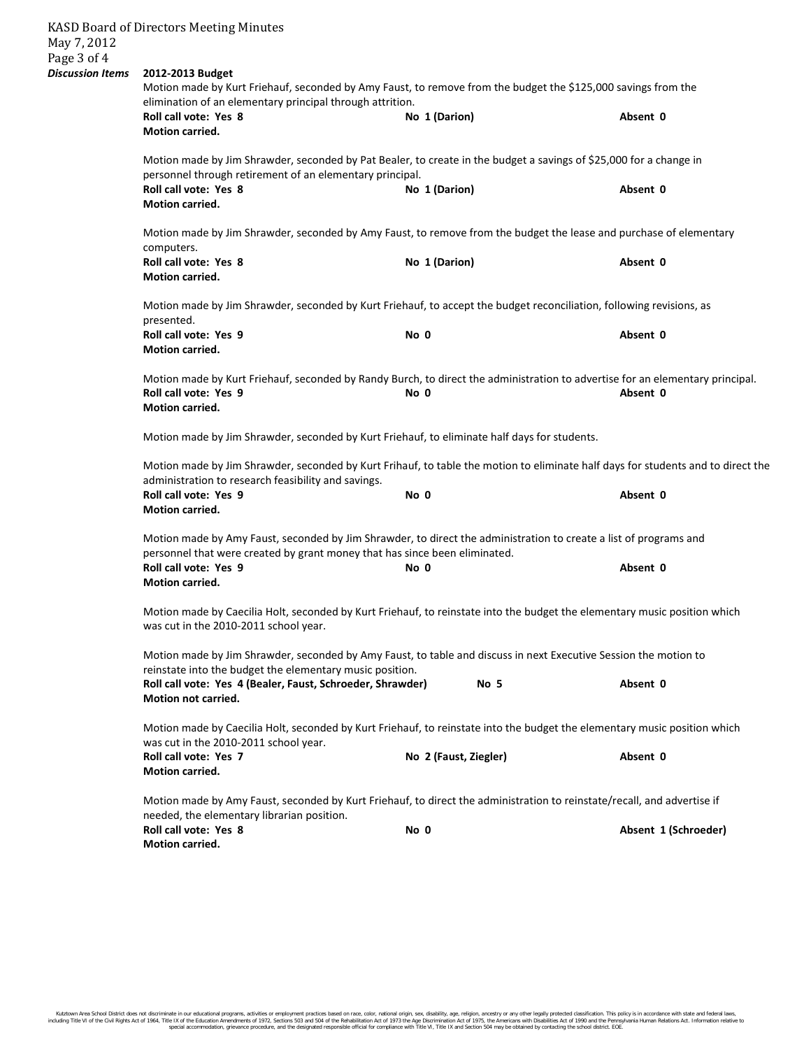***Discussion Items***

### 2012-2013 Budget

Motion made by Kurt Friehauf, seconded by Amy Faust, to remove from the budget the $125,000 savings from the elimination of an elementary principal through attrition.

**Roll call vote: Yes 8** **No 1 (Darion)** **Absent 0**
**Motion carried.**

Motion made by Jim Shrawder, seconded by Pat Bealer, to create in the budget a savings of $25,000 for a change in personnel through retirement of an elementary principal.

**Roll call vote: Yes 8** **No 1 (Darion)** **Absent 0**
**Motion carried.**

Motion made by Jim Shrawder, seconded by Amy Faust, to remove from the budget the lease and purchase of elementary computers.

**Roll call vote: Yes 8** **No 1 (Darion)** **Absent 0**
**Motion carried.**

Motion made by Jim Shrawder, seconded by Kurt Friehauf, to accept the budget reconciliation, following revisions, as presented.

**Roll call vote: Yes 9** **No 0** **Absent 0**
**Motion carried.**

Motion made by Kurt Friehauf, seconded by Randy Burch, to direct the administration to advertise for an elementary principal.

**Roll call vote: Yes 9** **No 0** **Absent 0**
**Motion carried.**

Motion made by Jim Shrawder, seconded by Kurt Friehauf, to eliminate half days for students.

Motion made by Jim Shrawder, seconded by Kurt Frihauf, to table the motion to eliminate half days for students and to direct the administration to research feasibility and savings.

**Roll call vote: Yes 9** **No 0** **Absent 0**
**Motion carried.**

Motion made by Amy Faust, seconded by Jim Shrawder, to direct the administration to create a list of programs and personnel that were created by grant money that has since been eliminated.

**Roll call vote: Yes 9** **No 0** **Absent 0**
**Motion carried.**

Motion made by Caecilia Holt, seconded by Kurt Friehauf, to reinstate into the budget the elementary music position which was cut in the 2010-2011 school year.

Motion made by Jim Shrawder, seconded by Amy Faust, to table and discuss in next Executive Session the motion to reinstate into the budget the elementary music position.

**Roll call vote: Yes 4 (Bealer, Faust, Schroeder, Shrawder)** **No 5** **Absent 0**
**Motion not carried.**

Motion made by Caecilia Holt, seconded by Kurt Friehauf, to reinstate into the budget the elementary music position which was cut in the 2010-2011 school year.

**Roll call vote: Yes 7** **No 2 (Faust, Ziegler)** **Absent 0**
**Motion carried.**

Motion made by Amy Faust, seconded by Kurt Friehauf, to direct the administration to reinstate/recall, and advertise if needed, the elementary librarian position.

**Roll call vote: Yes 8** **No 0** **Absent 1 (Schroeder)**
**Motion carried.**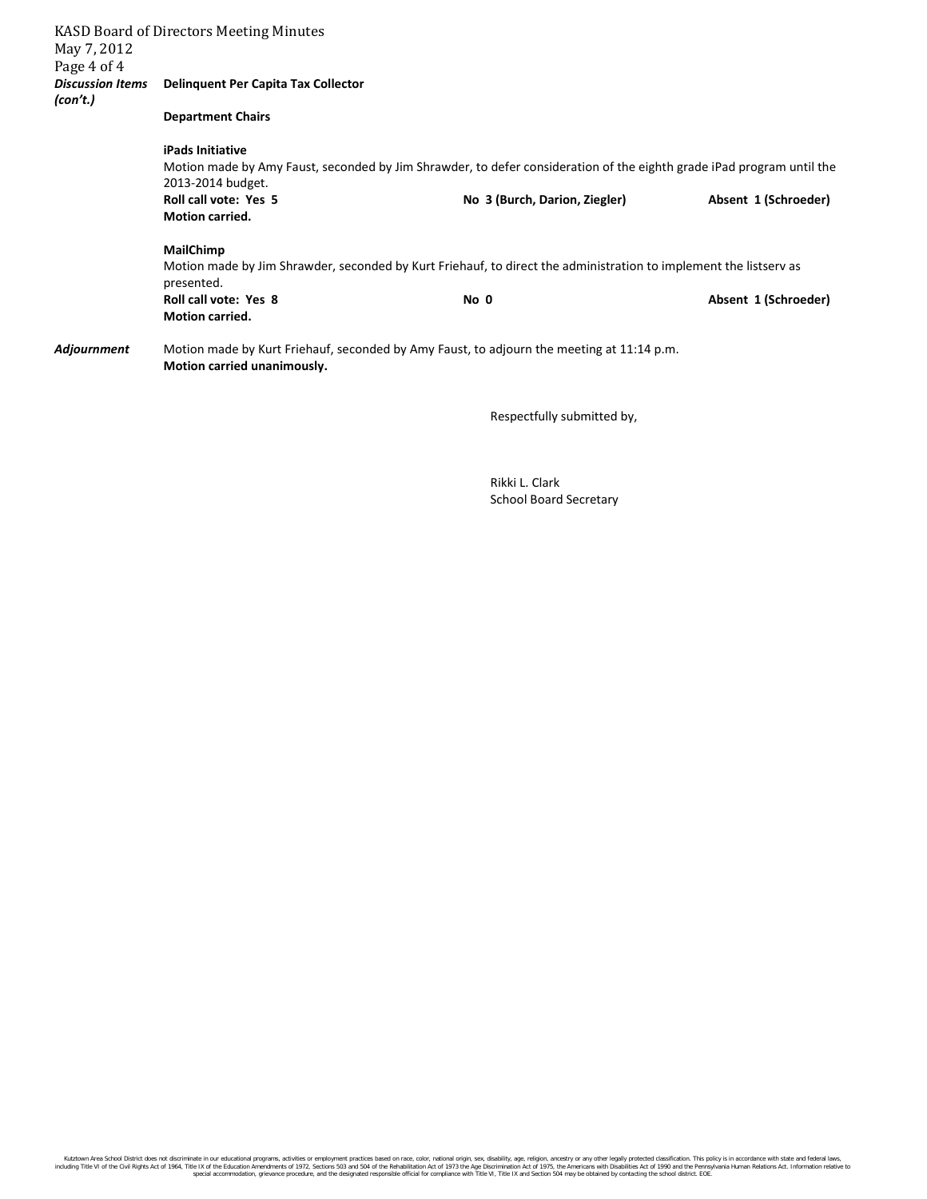***Discussion Items (con't.)***

**Delinquent Per Capita Tax Collector**

**Department Chairs**

**iPads Initiative**

Motion made by Amy Faust, seconded by Jim Shrawder, to defer consideration of the eighth grade iPad program until the 2013-2014 budget.

**Roll call vote: Yes 5** **No 3 (Burch, Darion, Ziegler)** **Absent 1 (Schroeder)**

**Motion carried.**

**MailChimp**

Motion made by Jim Shrawder, seconded by Kurt Friehauf, to direct the administration to implement the listserv as presented.

**Roll call vote: Yes 8** **No 0** **Absent 1 (Schroeder)**

**Motion carried.**

***Adjournment***

Motion made by Kurt Friehauf, seconded by Amy Faust, to adjourn the meeting at 11:14 p.m.

**Motion carried unanimously.**

Respectfully submitted by,

Rikki L. Clark
School Board Secretary

Kutztown Area School District does not discriminate in our educational programs, activities or employment practices based on race, color, national origin, sex, disability, age, religion, ancestry or any other legally protected classification. This policy is in accordance with state and federal laws, including Title VI of the Civil Rights Act of 1964, Title IX of the Education Amendments of 1972, Sections 503 and 504 of the Rehabilitation Act of 1973 the Age Discrimination Act of 1975, the Americans with Disabilities Act of 1990 and the Pennsylvania Human Relations Act. Information relative to special accommodation, grievance procedure, and the designated responsible official for compliance with Title VI, Title IX and Section 504 may be obtained by contacting the school district. EOE.